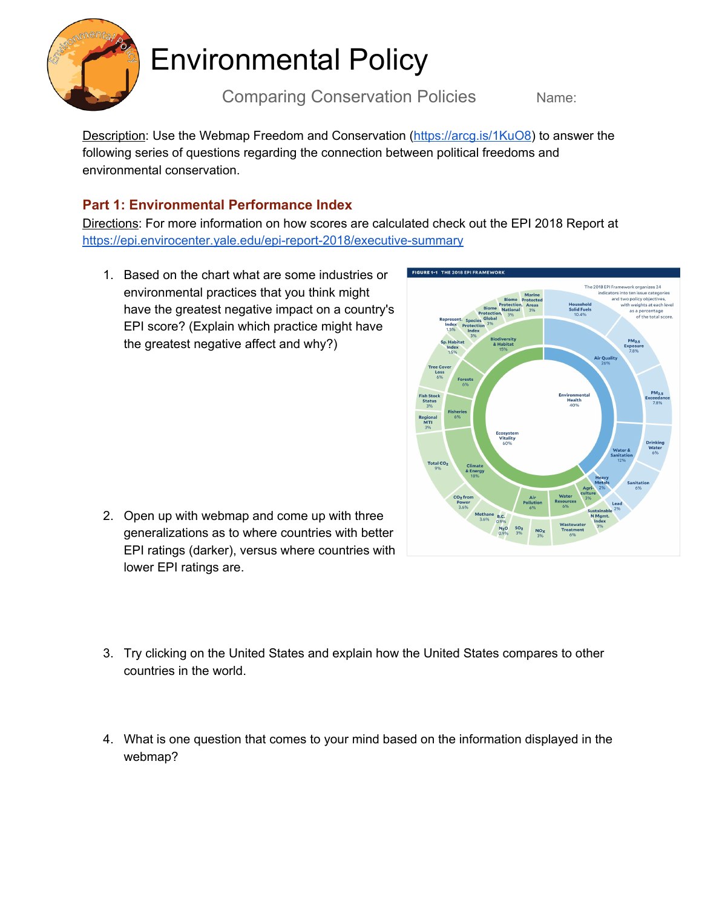# Environmental Policy

Comparing Conservation Policies          Name:

Description: Use the Webmap Freedom and Conservation (https://arcg.is/1KuO8) to answer the following series of questions regarding the connection between political freedoms and environmental conservation.

## Part 1: Environmental Performance Index

Directions: For more information on how scores are calculated check out the EPI 2018 Report at https://epi.envirocenter.yale.edu/epi-report-2018/executive-summary

1. Based on the chart what are some industries or environmental practices that you think might have the greatest negative impact on a country's EPI score? (Explain which practice might have the greatest negative affect and why?)

FIGURE 1-1 THE 2018 EPI FRAMEWORK

The 2018 EPI Framework organizes 24 indicators into ten issue categories and two policy objectives, with weights at each level as a percentage of the total score.

- Environmental Health 40%
  - Air Quality 26%: Household Solid Fuels 10.4%; $PM_{2.5}$ Exposure 7.8%; $PM_{2.5}$ Exceedance 7.8%
  - Water & Sanitation 12%: Drinking Water 6%; Sanitation 6%
  - Heavy Metals 2%: Lead 2%
- Ecosystem Vitality 60%
  - Biodiversity & Habitat 15%: Marine Protected Areas 3%; Biome Protection, National 3%; Biome Protection, Global 3%; Species Protection Index 3%; Represent. Index 1.5%; Sp. Habitat Index 1.5%
  - Forests 6%: Tree Cover Loss 6%
  - Fisheries 6%: Fish Stock Status 3%; Regional MTI 3%
  - Climate & Energy 18%: Total $CO_2$ 9%; $CO_2$ from Power 3.6%; Methane 3.6%; B.C. 0.9%; $N_2O$ 0.9%
  - Air Pollution 6%: $SO_2$ 3%; $NO_X$ 3%
  - Water Resources 6%: Wastewater Treatment 6%
  - Agriculture 3%: Sustainable N Mgmt. Index 3%

2. Open up with webmap and come up with three generalizations as to where countries with better EPI ratings (darker), versus where countries with lower EPI ratings are.

3. Try clicking on the United States and explain how the United States compares to other countries in the world.

4. What is one question that comes to your mind based on the information displayed in the webmap?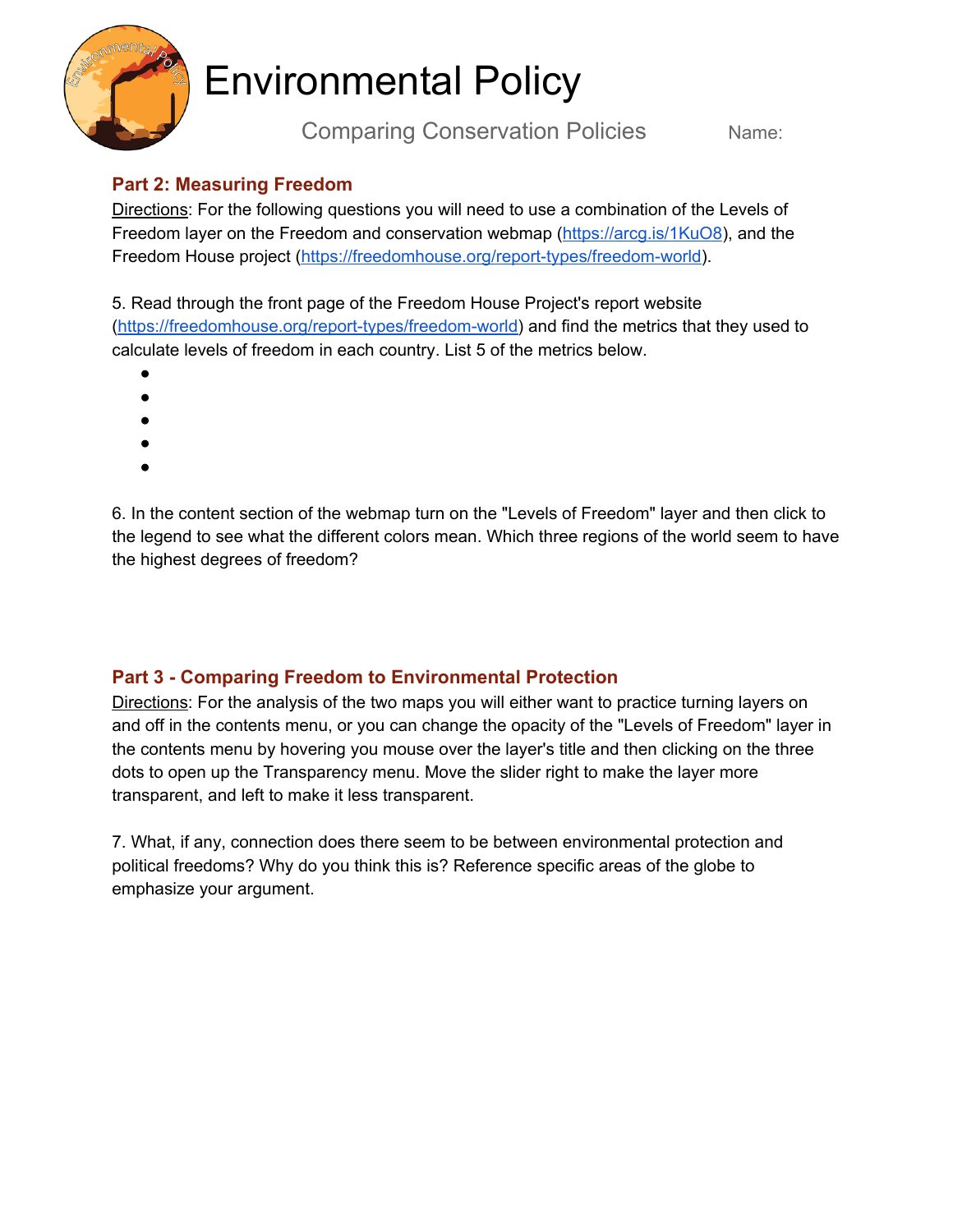# Environmental Policy

Comparing Conservation Policies Name:

## Part 2: Measuring Freedom

Directions: For the following questions you will need to use a combination of the Levels of Freedom layer on the Freedom and conservation webmap (https://arcg.is/1KuO8), and the Freedom House project (https://freedomhouse.org/report-types/freedom-world).

5. Read through the front page of the Freedom House Project's report website (https://freedomhouse.org/report-types/freedom-world) and find the metrics that they used to calculate levels of freedom in each country. List 5 of the metrics below.

- 
- 
- 
- 
- 

6. In the content section of the webmap turn on the "Levels of Freedom" layer and then click to the legend to see what the different colors mean. Which three regions of the world seem to have the highest degrees of freedom?

## Part 3 - Comparing Freedom to Environmental Protection

Directions: For the analysis of the two maps you will either want to practice turning layers on and off in the contents menu, or you can change the opacity of the "Levels of Freedom" layer in the contents menu by hovering you mouse over the layer's title and then clicking on the three dots to open up the Transparency menu. Move the slider right to make the layer more transparent, and left to make it less transparent.

7. What, if any, connection does there seem to be between environmental protection and political freedoms? Why do you think this is? Reference specific areas of the globe to emphasize your argument.